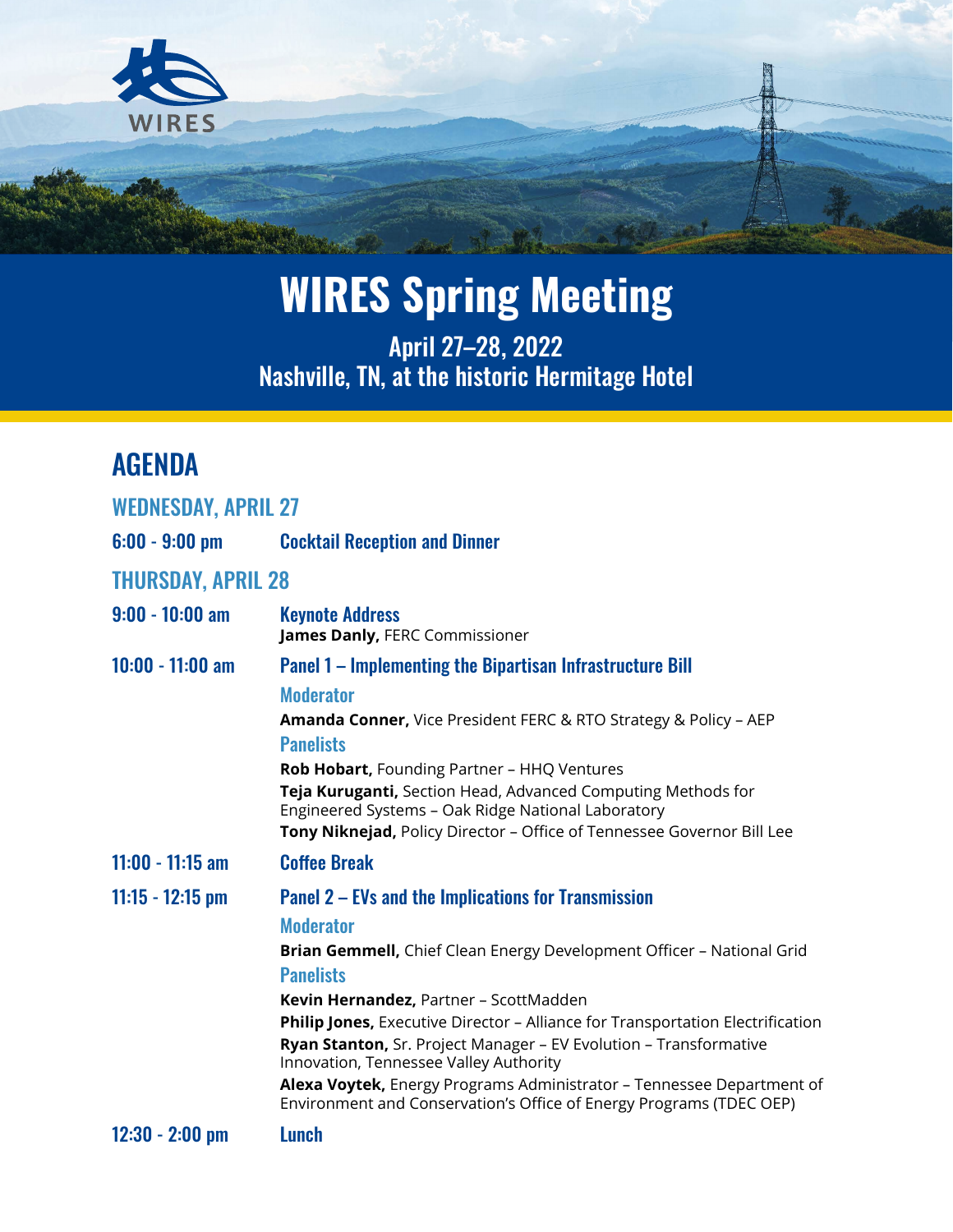WIRES

# WIRES Spring Meeting

April 27–28, 2022
Nashville, TN, at the historic Hermitage Hotel

## AGENDA

### WEDNESDAY, APRIL 27

**6:00 - 9:00 pm** — **Cocktail Reception and Dinner**

### THURSDAY, APRIL 28

**9:00 - 10:00 am** — **Keynote Address**

**James Danly,** FERC Commissioner

**10:00 - 11:00 am** — **Panel 1 – Implementing the Bipartisan Infrastructure Bill**

**Moderator**

**Amanda Conner,** Vice President FERC & RTO Strategy & Policy – AEP

**Panelists**

**Rob Hobart,** Founding Partner – HHQ Ventures

**Teja Kuruganti,** Section Head, Advanced Computing Methods for Engineered Systems – Oak Ridge National Laboratory

**Tony Niknejad,** Policy Director – Office of Tennessee Governor Bill Lee

**11:00 - 11:15 am** — **Coffee Break**

**11:15 - 12:15 pm** — **Panel 2 – EVs and the Implications for Transmission**

**Moderator**

**Brian Gemmell,** Chief Clean Energy Development Officer – National Grid

**Panelists**

**Kevin Hernandez,** Partner – ScottMadden

**Philip Jones,** Executive Director – Alliance for Transportation Electrification

**Ryan Stanton,** Sr. Project Manager – EV Evolution – Transformative Innovation, Tennessee Valley Authority

**Alexa Voytek,** Energy Programs Administrator – Tennessee Department of Environment and Conservation's Office of Energy Programs (TDEC OEP)

**12:30 - 2:00 pm** — **Lunch**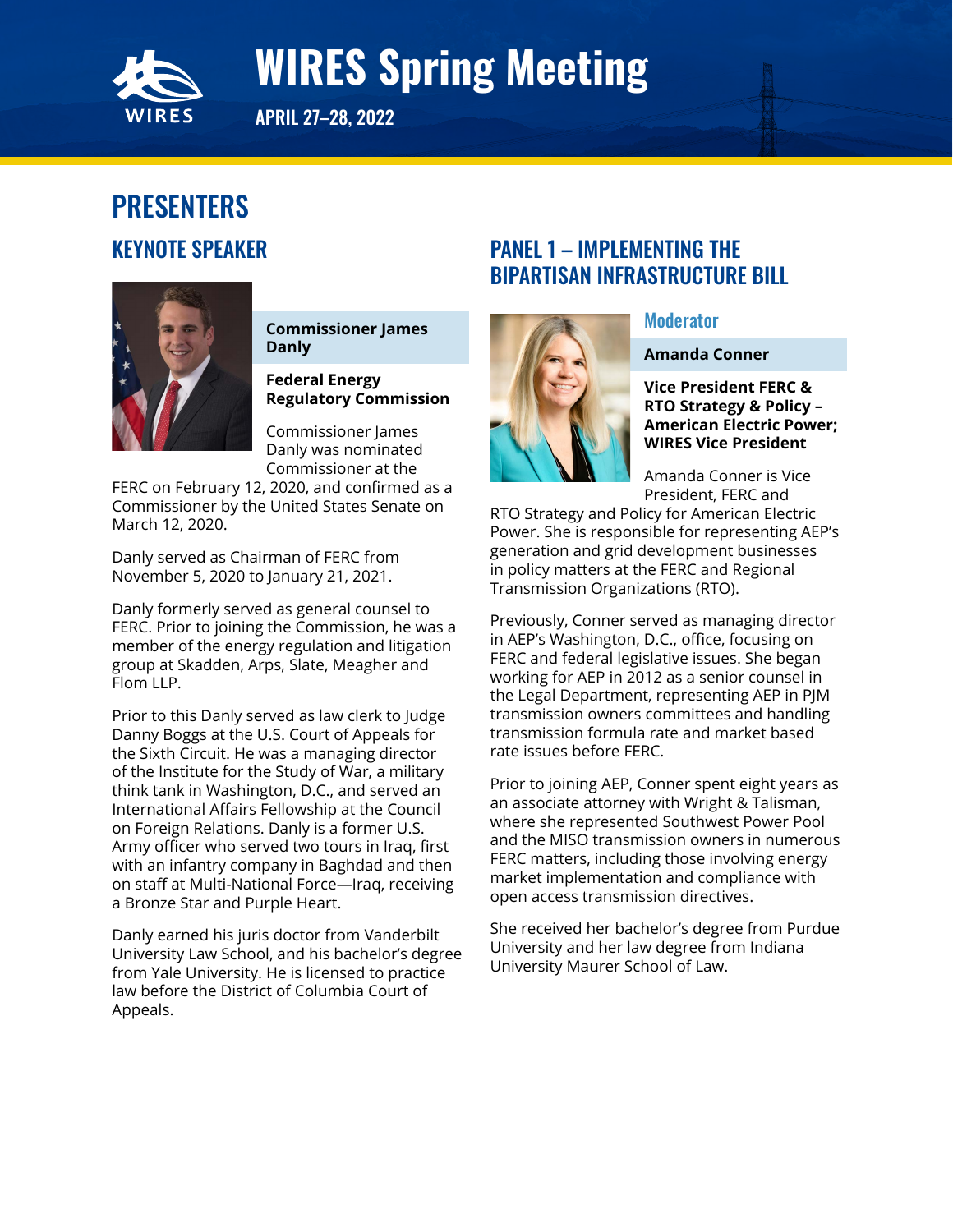# WIRES Spring Meeting

APRIL 27–28, 2022

## PRESENTERS

### KEYNOTE SPEAKER

**Commissioner James Danly**

**Federal Energy Regulatory Commission**

Commissioner James Danly was nominated Commissioner at the FERC on February 12, 2020, and confirmed as a Commissioner by the United States Senate on March 12, 2020.

Danly served as Chairman of FERC from November 5, 2020 to January 21, 2021.

Danly formerly served as general counsel to FERC. Prior to joining the Commission, he was a member of the energy regulation and litigation group at Skadden, Arps, Slate, Meagher and Flom LLP.

Prior to this Danly served as law clerk to Judge Danny Boggs at the U.S. Court of Appeals for the Sixth Circuit. He was a managing director of the Institute for the Study of War, a military think tank in Washington, D.C., and served an International Affairs Fellowship at the Council on Foreign Relations. Danly is a former U.S. Army officer who served two tours in Iraq, first with an infantry company in Baghdad and then on staff at Multi-National Force—Iraq, receiving a Bronze Star and Purple Heart.

Danly earned his juris doctor from Vanderbilt University Law School, and his bachelor's degree from Yale University. He is licensed to practice law before the District of Columbia Court of Appeals.

### PANEL 1 – IMPLEMENTING THE BIPARTISAN INFRASTRUCTURE BILL

#### Moderator

**Amanda Conner**

**Vice President FERC & RTO Strategy & Policy – American Electric Power; WIRES Vice President**

Amanda Conner is Vice President, FERC and RTO Strategy and Policy for American Electric Power. She is responsible for representing AEP's generation and grid development businesses in policy matters at the FERC and Regional Transmission Organizations (RTO).

Previously, Conner served as managing director in AEP's Washington, D.C., office, focusing on FERC and federal legislative issues. She began working for AEP in 2012 as a senior counsel in the Legal Department, representing AEP in PJM transmission owners committees and handling transmission formula rate and market based rate issues before FERC.

Prior to joining AEP, Conner spent eight years as an associate attorney with Wright & Talisman, where she represented Southwest Power Pool and the MISO transmission owners in numerous FERC matters, including those involving energy market implementation and compliance with open access transmission directives.

She received her bachelor's degree from Purdue University and her law degree from Indiana University Maurer School of Law.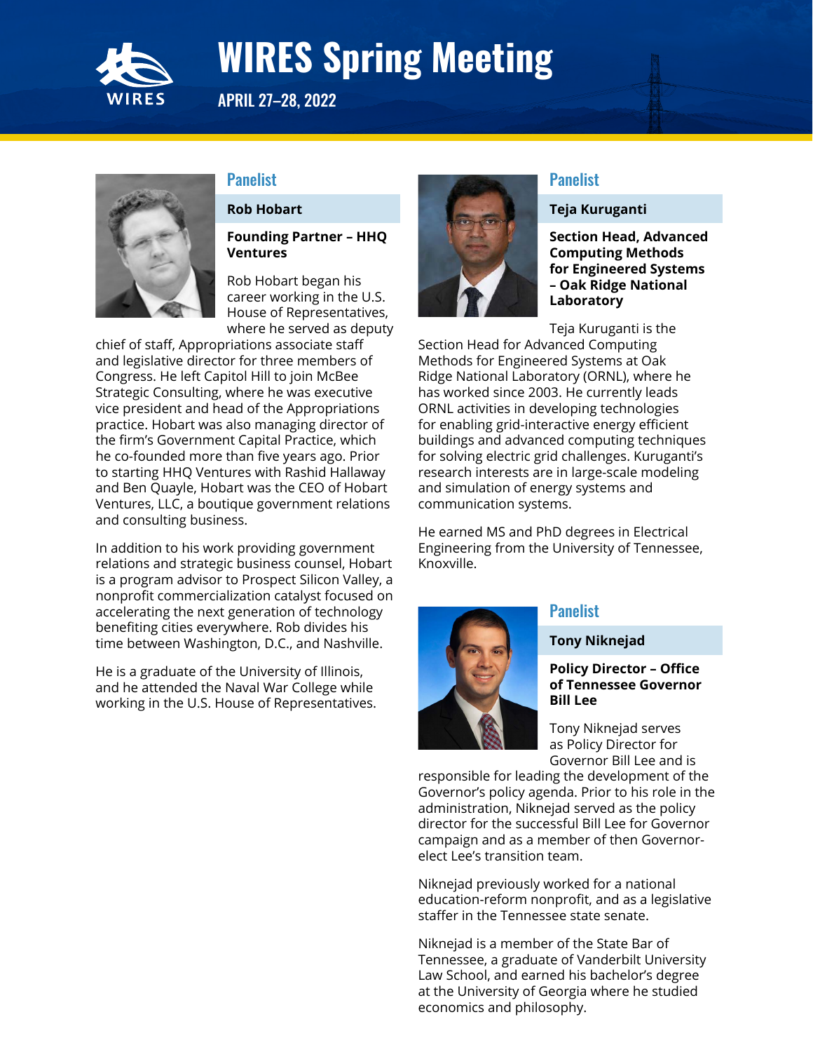# WIRES Spring Meeting

APRIL 27–28, 2022

## Panelist

**Rob Hobart**

**Founding Partner – HHQ Ventures**

Rob Hobart began his career working in the U.S. House of Representatives, where he served as deputy chief of staff, Appropriations associate staff and legislative director for three members of Congress. He left Capitol Hill to join McBee Strategic Consulting, where he was executive vice president and head of the Appropriations practice. Hobart was also managing director of the firm's Government Capital Practice, which he co-founded more than five years ago. Prior to starting HHQ Ventures with Rashid Hallaway and Ben Quayle, Hobart was the CEO of Hobart Ventures, LLC, a boutique government relations and consulting business.

In addition to his work providing government relations and strategic business counsel, Hobart is a program advisor to Prospect Silicon Valley, a nonprofit commercialization catalyst focused on accelerating the next generation of technology benefiting cities everywhere. Rob divides his time between Washington, D.C., and Nashville.

He is a graduate of the University of Illinois, and he attended the Naval War College while working in the U.S. House of Representatives.

## Panelist

**Teja Kuruganti**

**Section Head, Advanced Computing Methods for Engineered Systems – Oak Ridge National Laboratory**

Teja Kuruganti is the Section Head for Advanced Computing Methods for Engineered Systems at Oak Ridge National Laboratory (ORNL), where he has worked since 2003. He currently leads ORNL activities in developing technologies for enabling grid-interactive energy efficient buildings and advanced computing techniques for solving electric grid challenges. Kuruganti's research interests are in large-scale modeling and simulation of energy systems and communication systems.

He earned MS and PhD degrees in Electrical Engineering from the University of Tennessee, Knoxville.

## Panelist

**Tony Niknejad**

**Policy Director – Office of Tennessee Governor Bill Lee**

Tony Niknejad serves as Policy Director for Governor Bill Lee and is responsible for leading the development of the Governor's policy agenda. Prior to his role in the administration, Niknejad served as the policy director for the successful Bill Lee for Governor campaign and as a member of then Governor-elect Lee's transition team.

Niknejad previously worked for a national education-reform nonprofit, and as a legislative staffer in the Tennessee state senate.

Niknejad is a member of the State Bar of Tennessee, a graduate of Vanderbilt University Law School, and earned his bachelor's degree at the University of Georgia where he studied economics and philosophy.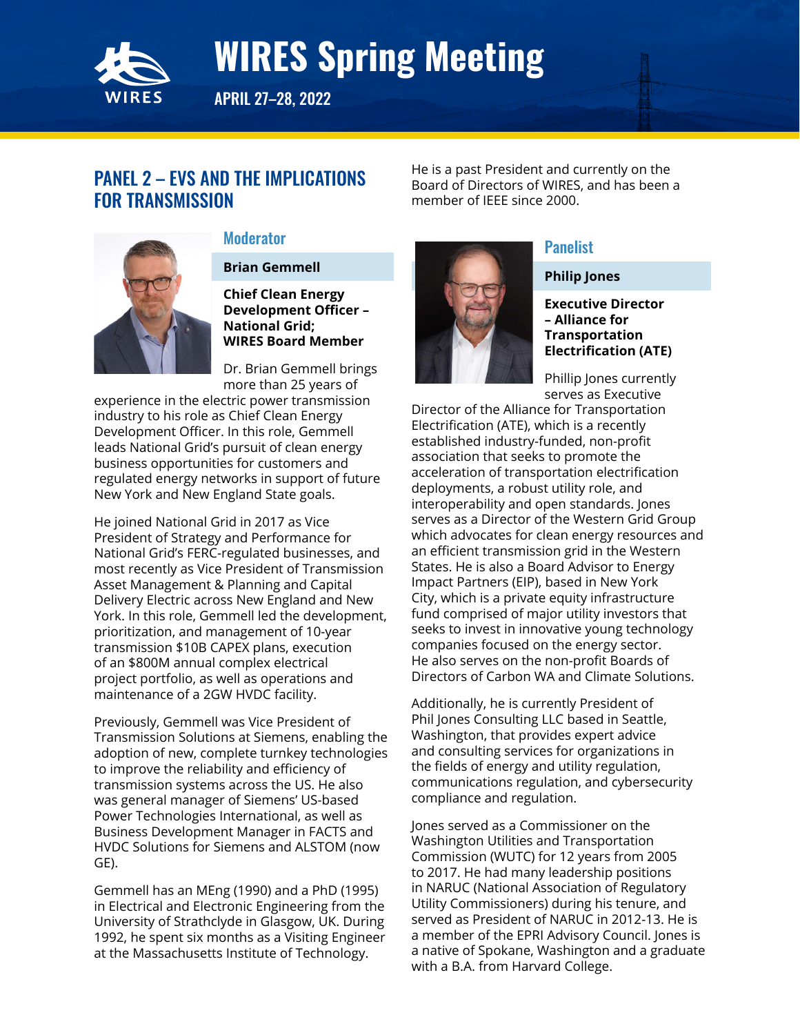# WIRES Spring Meeting

APRIL 27–28, 2022

## PANEL 2 – EVS AND THE IMPLICATIONS FOR TRANSMISSION

### Moderator

**Brian Gemmell**

**Chief Clean Energy Development Officer – National Grid; WIRES Board Member**

Dr. Brian Gemmell brings more than 25 years of experience in the electric power transmission industry to his role as Chief Clean Energy Development Officer. In this role, Gemmell leads National Grid's pursuit of clean energy business opportunities for customers and regulated energy networks in support of future New York and New England State goals.

He joined National Grid in 2017 as Vice President of Strategy and Performance for National Grid's FERC-regulated businesses, and most recently as Vice President of Transmission Asset Management & Planning and Capital Delivery Electric across New England and New York. In this role, Gemmell led the development, prioritization, and management of 10-year transmission $10B CAPEX plans, execution of an $800M annual complex electrical project portfolio, as well as operations and maintenance of a 2GW HVDC facility.

Previously, Gemmell was Vice President of Transmission Solutions at Siemens, enabling the adoption of new, complete turnkey technologies to improve the reliability and efficiency of transmission systems across the US. He also was general manager of Siemens' US-based Power Technologies International, as well as Business Development Manager in FACTS and HVDC Solutions for Siemens and ALSTOM (now GE).

Gemmell has an MEng (1990) and a PhD (1995) in Electrical and Electronic Engineering from the University of Strathclyde in Glasgow, UK. During 1992, he spent six months as a Visiting Engineer at the Massachusetts Institute of Technology.

He is a past President and currently on the Board of Directors of WIRES, and has been a member of IEEE since 2000.

### Panelist

**Philip Jones**

**Executive Director – Alliance for Transportation Electrification (ATE)**

Phillip Jones currently serves as Executive Director of the Alliance for Transportation Electrification (ATE), which is a recently established industry-funded, non-profit association that seeks to promote the acceleration of transportation electrification deployments, a robust utility role, and interoperability and open standards. Jones serves as a Director of the Western Grid Group which advocates for clean energy resources and an efficient transmission grid in the Western States. He is also a Board Advisor to Energy Impact Partners (EIP), based in New York City, which is a private equity infrastructure fund comprised of major utility investors that seeks to invest in innovative young technology companies focused on the energy sector. He also serves on the non-profit Boards of Directors of Carbon WA and Climate Solutions.

Additionally, he is currently President of Phil Jones Consulting LLC based in Seattle, Washington, that provides expert advice and consulting services for organizations in the fields of energy and utility regulation, communications regulation, and cybersecurity compliance and regulation.

Jones served as a Commissioner on the Washington Utilities and Transportation Commission (WUTC) for 12 years from 2005 to 2017. He had many leadership positions in NARUC (National Association of Regulatory Utility Commissioners) during his tenure, and served as President of NARUC in 2012-13. He is a member of the EPRI Advisory Council. Jones is a native of Spokane, Washington and a graduate with a B.A. from Harvard College.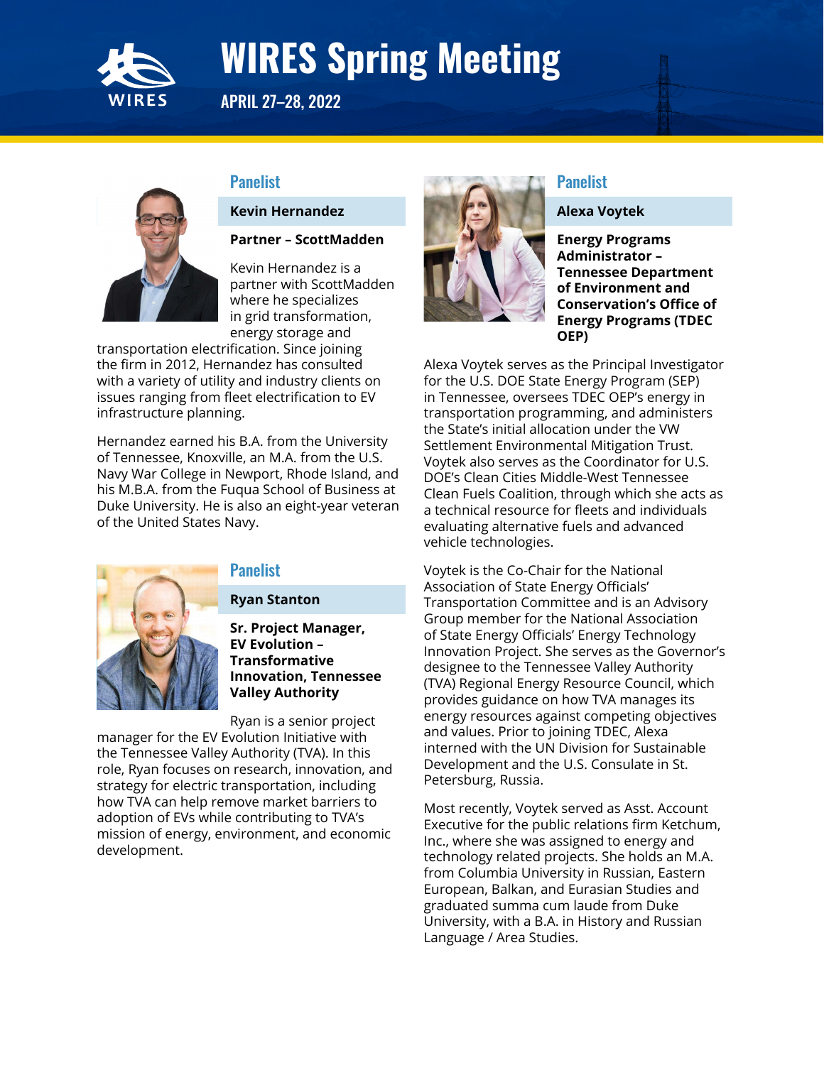# WIRES Spring Meeting

APRIL 27–28, 2022

### Panelist

**Kevin Hernandez**

**Partner – ScottMadden**

Kevin Hernandez is a partner with ScottMadden where he specializes in grid transformation, energy storage and transportation electrification. Since joining the firm in 2012, Hernandez has consulted with a variety of utility and industry clients on issues ranging from fleet electrification to EV infrastructure planning.

Hernandez earned his B.A. from the University of Tennessee, Knoxville, an M.A. from the U.S. Navy War College in Newport, Rhode Island, and his M.B.A. from the Fuqua School of Business at Duke University. He is also an eight-year veteran of the United States Navy.

### Panelist

**Ryan Stanton**

**Sr. Project Manager, EV Evolution – Transformative Innovation, Tennessee Valley Authority**

Ryan is a senior project manager for the EV Evolution Initiative with the Tennessee Valley Authority (TVA). In this role, Ryan focuses on research, innovation, and strategy for electric transportation, including how TVA can help remove market barriers to adoption of EVs while contributing to TVA's mission of energy, environment, and economic development.

### Panelist

**Alexa Voytek**

**Energy Programs Administrator – Tennessee Department of Environment and Conservation's Office of Energy Programs (TDEC OEP)**

Alexa Voytek serves as the Principal Investigator for the U.S. DOE State Energy Program (SEP) in Tennessee, oversees TDEC OEP's energy in transportation programming, and administers the State's initial allocation under the VW Settlement Environmental Mitigation Trust. Voytek also serves as the Coordinator for U.S. DOE's Clean Cities Middle-West Tennessee Clean Fuels Coalition, through which she acts as a technical resource for fleets and individuals evaluating alternative fuels and advanced vehicle technologies.

Voytek is the Co-Chair for the National Association of State Energy Officials' Transportation Committee and is an Advisory Group member for the National Association of State Energy Officials' Energy Technology Innovation Project. She serves as the Governor's designee to the Tennessee Valley Authority (TVA) Regional Energy Resource Council, which provides guidance on how TVA manages its energy resources against competing objectives and values. Prior to joining TDEC, Alexa interned with the UN Division for Sustainable Development and the U.S. Consulate in St. Petersburg, Russia.

Most recently, Voytek served as Asst. Account Executive for the public relations firm Ketchum, Inc., where she was assigned to energy and technology related projects. She holds an M.A. from Columbia University in Russian, Eastern European, Balkan, and Eurasian Studies and graduated summa cum laude from Duke University, with a B.A. in History and Russian Language / Area Studies.